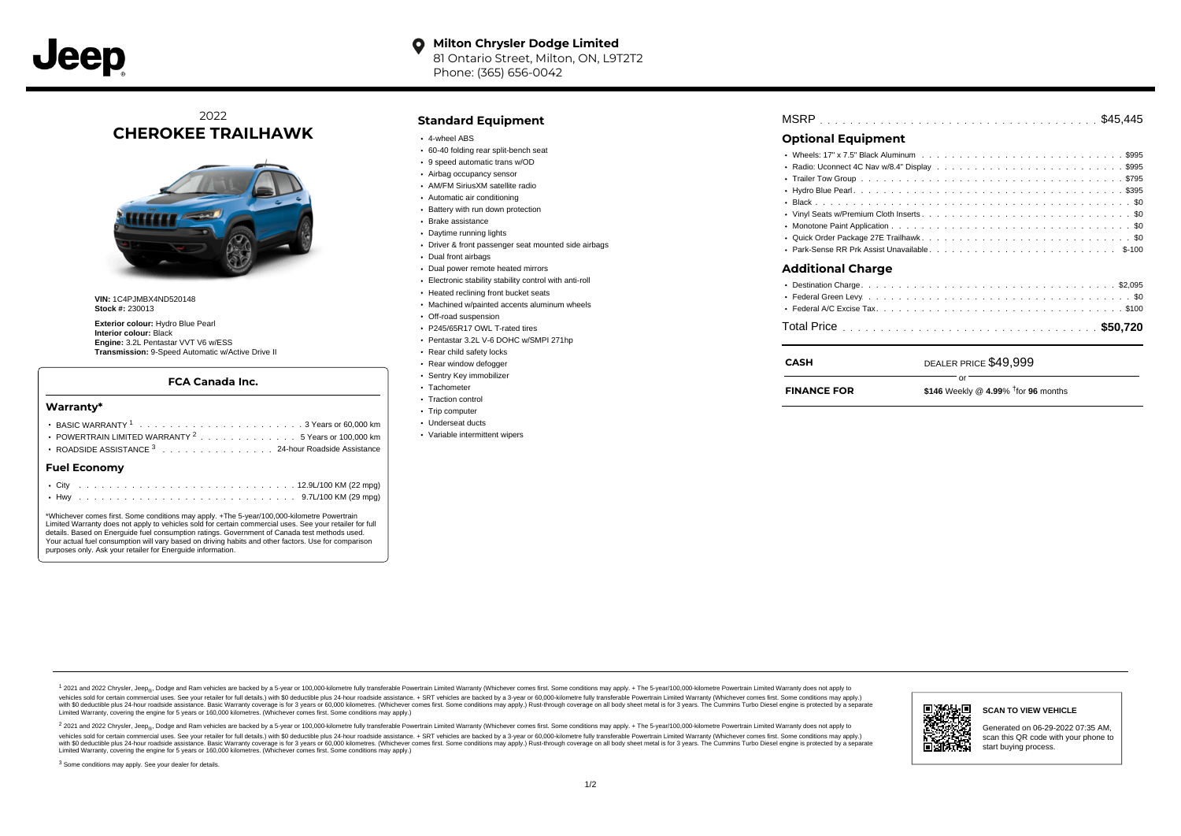**Milton Chrysler Dodge Limited**
81 Ontario Street, Milton, ON, L9T2T2
Phone: (365) 656-0042

# 2022 CHEROKEE TRAILHAWK

**VIN:** 1C4PJMBX4ND520148
**Stock #:** 230013

**Exterior colour:** Hydro Blue Pearl
**Interior colour:** Black
**Engine:** 3.2L Pentastar VVT V6 w/ESS
**Transmission:** 9-Speed Automatic w/Active Drive II

### FCA Canada Inc.

## Warranty*

- BASIC WARRANTY [1] . . . . 3 Years or 60,000 km
- POWERTRAIN LIMITED WARRANTY [2] . . . . 5 Years or 100,000 km
- ROADSIDE ASSISTANCE [3] . . . . 24-hour Roadside Assistance

## Fuel Economy

- City . . . . 12.9L/100 KM (22 mpg)
- Hwy . . . . 9.7L/100 KM (29 mpg)

*Whichever comes first. Some conditions may apply. +The 5-year/100,000-kilometre Powertrain Limited Warranty does not apply to vehicles sold for certain commercial uses. See your retailer for full details. Based on Energuide fuel consumption ratings. Government of Canada test methods used. Your actual fuel consumption will vary based on driving habits and other factors. Use for comparison purposes only. Ask your retailer for Energuide information.

## Standard Equipment

- 4-wheel ABS
- 60-40 folding rear split-bench seat
- 9 speed automatic trans w/OD
- Airbag occupancy sensor
- AM/FM SiriusXM satellite radio
- Automatic air conditioning
- Battery with run down protection
- Brake assistance
- Daytime running lights
- Driver & front passenger seat mounted side airbags
- Dual front airbags
- Dual power remote heated mirrors
- Electronic stability stability control with anti-roll
- Heated reclining front bucket seats
- Machined w/painted accents aluminum wheels
- Off-road suspension
- P245/65R17 OWL T-rated tires
- Pentastar 3.2L V-6 DOHC w/SMPI 271hp
- Rear child safety locks
- Rear window defogger
- Sentry Key immobilizer
- Tachometer
- Traction control
- Trip computer
- Underseat ducts
- Variable intermittent wipers

MSRP . . . . $45,445

## Optional Equipment

- Wheels: 17" x 7.5" Black Aluminum . . . . $995
- Radio: Uconnect 4C Nav w/8.4" Display . . . . $995
- Trailer Tow Group . . . . $795
- Hydro Blue Pearl . . . . $395
- Black . . . . $0
- Vinyl Seats w/Premium Cloth Inserts . . . . $0
- Monotone Paint Application . . . . $0
- Quick Order Package 27E Trailhawk . . . . $0
- Park-Sense RR Prk Assist Unavailable . . . . $-100

## Additional Charge

- Destination Charge . . . . $2,095
- Federal Green Levy . . . . $0
- Federal A/C Excise Tax . . . . $100

Total Price . . . . **$50,720**

| | |
|---|---|
| **CASH** | DEALER PRICE $49,999 |
| | or |
| **FINANCE FOR** | **$146** Weekly @ **4.99**% †for **96** months |

[1] 2021 and 2022 Chrysler, Jeep®, Dodge and Ram vehicles are backed by a 5-year or 100,000-kilometre fully transferable Powertrain Limited Warranty (Whichever comes first. Some conditions may apply. + The 5-year/100,000-kilometre Powertrain Limited Warranty does not apply to vehicles sold for certain commercial uses. See your retailer for full details.) with $0 deductible plus 24-hour roadside assistance. + SRT vehicles are backed by a 3-year or 60,000-kilometre fully transferable Powertrain Limited Warranty (Whichever comes first. Some conditions may apply.) with $0 deductible plus 24-hour roadside assistance. Basic Warranty coverage is for 3 years or 60,000 kilometres. (Whichever comes first. Some conditions may apply.) Rust-through coverage on all body sheet metal is for 3 years. The Cummins Turbo Diesel engine is protected by a separate Limited Warranty, covering the engine for 5 years or 160,000 kilometres. (Whichever comes first. Some conditions may apply.)

[2] 2021 and 2022 Chrysler, Jeep®, Dodge and Ram vehicles are backed by a 5-year or 100,000-kilometre fully transferable Powertrain Limited Warranty (Whichever comes first. Some conditions may apply. + The 5-year/100,000-kilometre Powertrain Limited Warranty does not apply to vehicles sold for certain commercial uses. See your retailer for full details.) with $0 deductible plus 24-hour roadside assistance. + SRT vehicles are backed by a 3-year or 60,000-kilometre fully transferable Powertrain Limited Warranty (Whichever comes first. Some conditions may apply.) with $0 deductible plus 24-hour roadside assistance. Basic Warranty coverage is for 3 years or 60,000 kilometres. (Whichever comes first. Some conditions may apply.) Rust-through coverage on all body sheet metal is for 3 years. The Cummins Turbo Diesel engine is protected by a separate Limited Warranty, covering the engine for 5 years or 160,000 kilometres. (Whichever comes first. Some conditions may apply.)

[3] Some conditions may apply. See your dealer for details.

**SCAN TO VIEW VEHICLE**

Generated on 06-29-2022 07:35 AM, scan this QR code with your phone to start buying process.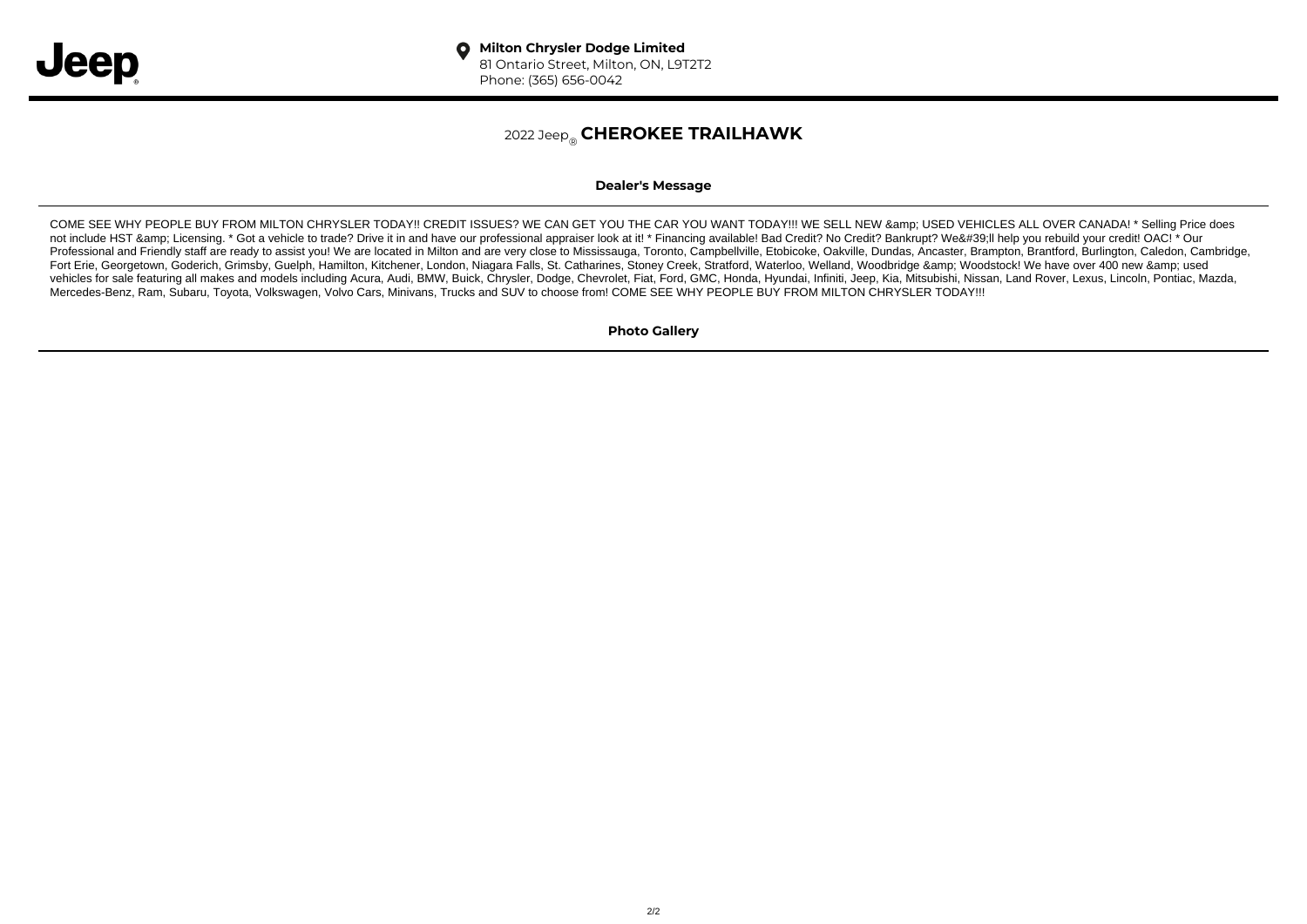Jeep

**Milton Chrysler Dodge Limited**
81 Ontario Street, Milton, ON, L9T2T2
Phone: (365) 656-0042

# 2022 Jeep® **CHEROKEE TRAILHAWK**

## Dealer's Message

COME SEE WHY PEOPLE BUY FROM MILTON CHRYSLER TODAY!! CREDIT ISSUES? WE CAN GET YOU THE CAR YOU WANT TODAY!!! WE SELL NEW &amp; USED VEHICLES ALL OVER CANADA! * Selling Price does not include HST &amp; Licensing. * Got a vehicle to trade? Drive it in and have our professional appraiser look at it! * Financing available! Bad Credit? No Credit? Bankrupt? We&#39;ll help you rebuild your credit! OAC! * Our Professional and Friendly staff are ready to assist you! We are located in Milton and are very close to Mississauga, Toronto, Campbellville, Etobicoke, Oakville, Dundas, Ancaster, Brampton, Brantford, Burlington, Caledon, Cambridge, Fort Erie, Georgetown, Goderich, Grimsby, Guelph, Hamilton, Kitchener, London, Niagara Falls, St. Catharines, Stoney Creek, Stratford, Waterloo, Welland, Woodbridge &amp; Woodstock! We have over 400 new &amp; used vehicles for sale featuring all makes and models including Acura, Audi, BMW, Buick, Chrysler, Dodge, Chevrolet, Fiat, Ford, GMC, Honda, Hyundai, Infiniti, Jeep, Kia, Mitsubishi, Nissan, Land Rover, Lexus, Lincoln, Pontiac, Mazda, Mercedes-Benz, Ram, Subaru, Toyota, Volkswagen, Volvo Cars, Minivans, Trucks and SUV to choose from! COME SEE WHY PEOPLE BUY FROM MILTON CHRYSLER TODAY!!!

## Photo Gallery